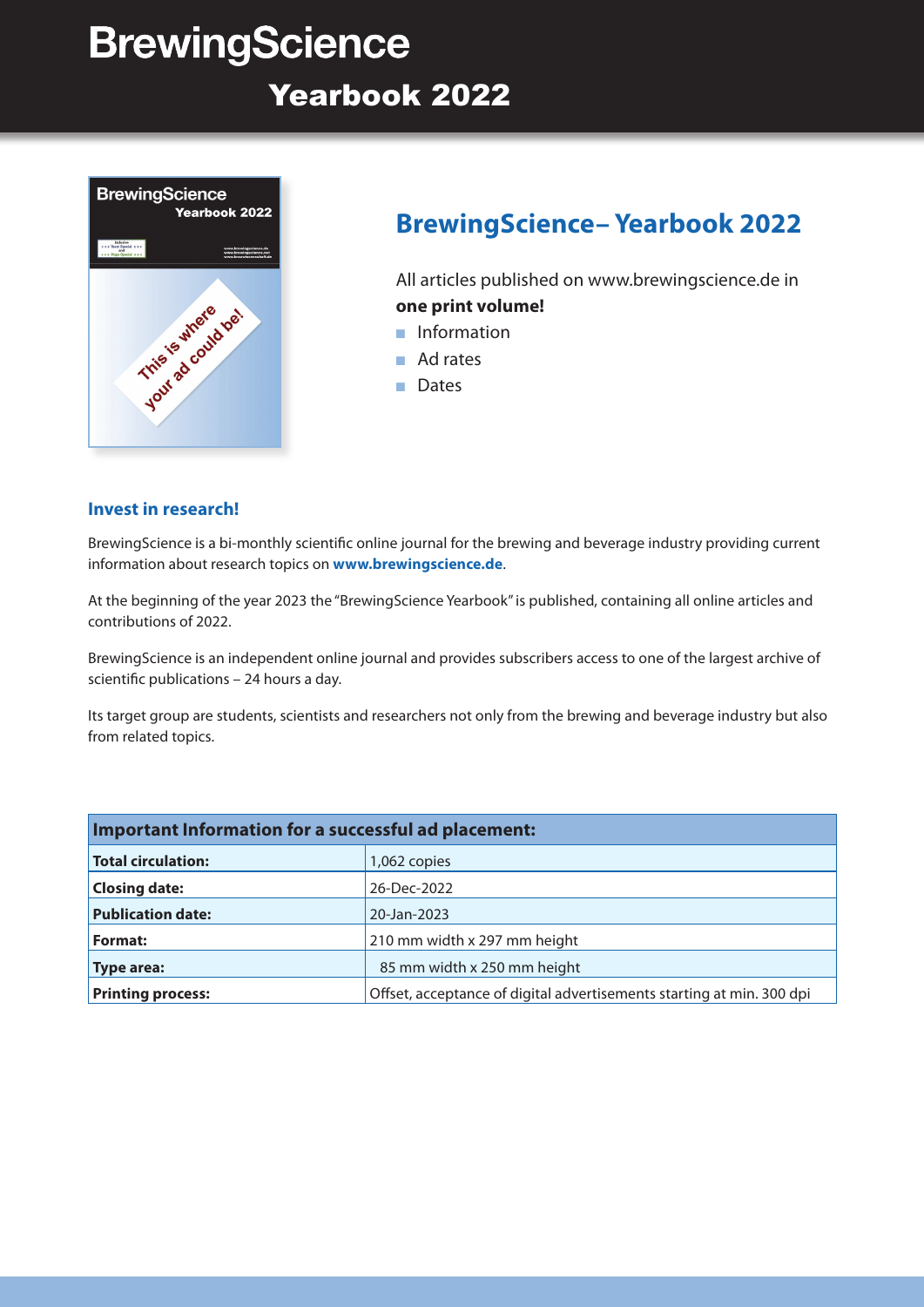# BrewingScience
## Yearbook 2022

## BrewingScience– Yearbook 2022

All articles published on www.brewingscience.de in **one print volume!**

- Information
- Ad rates
- Dates

### Invest in research!

BrewingScience is a bi-monthly scientific online journal for the brewing and beverage industry providing current information about research topics on **www.brewingscience.de**.

At the beginning of the year 2023 the "BrewingScience Yearbook" is published, containing all online articles and contributions of 2022.

BrewingScience is an independent online journal and provides subscribers access to one of the largest archive of scientific publications – 24 hours a day.

Its target group are students, scientists and researchers not only from the brewing and beverage industry but also from related topics.

| **Important Information for a successful ad placement:** | |
|---|---|
| **Total circulation:** | 1,062 copies |
| **Closing date:** | 26-Dec-2022 |
| **Publication date:** | 20-Jan-2023 |
| **Format:** | 210 mm width x 297 mm height |
| **Type area:** | 85 mm width x 250 mm height |
| **Printing process:** | Offset, acceptance of digital advertisements starting at min. 300 dpi |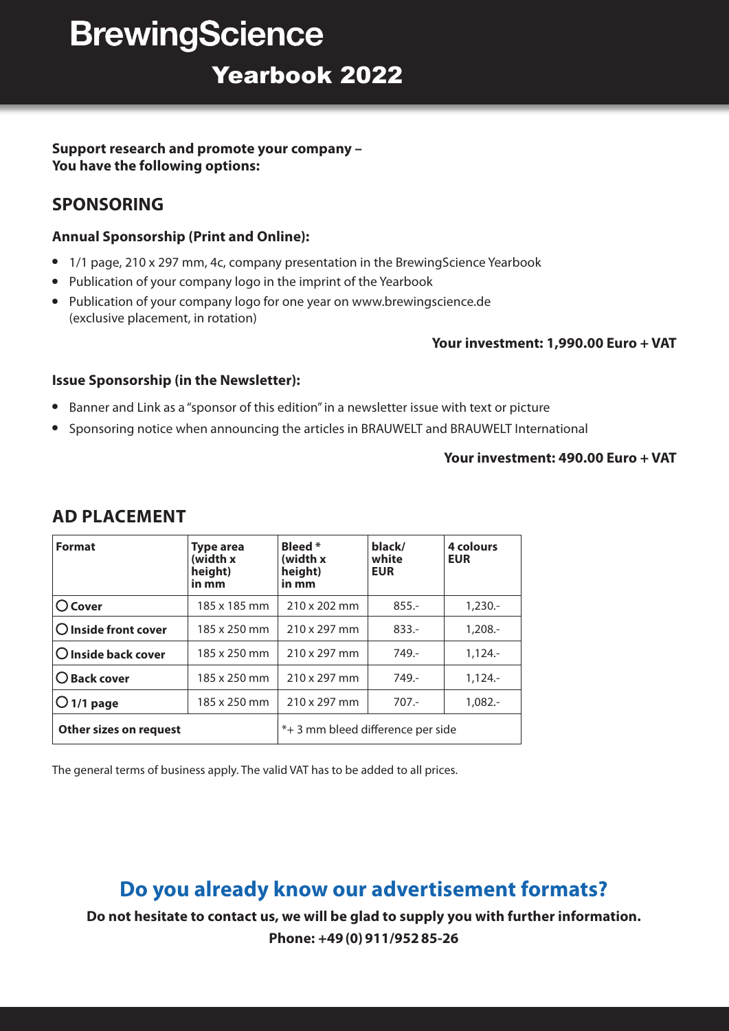# BrewingScience

## Yearbook 2022

**Support research and promote your company –**
**You have the following options:**

## SPONSORING

### Annual Sponsorship (Print and Online):

- 1/1 page, 210 x 297 mm, 4c, company presentation in the BrewingScience Yearbook
- Publication of your company logo in the imprint of the Yearbook
- Publication of your company logo for one year on www.brewingscience.de (exclusive placement, in rotation)

**Your investment: 1,990.00 Euro + VAT**

### Issue Sponsorship (in the Newsletter):

- Banner and Link as a "sponsor of this edition" in a newsletter issue with text or picture
- Sponsoring notice when announcing the articles in BRAUWELT and BRAUWELT International

**Your investment: 490.00 Euro + VAT**

## AD PLACEMENT

| Format | Type area (width x height) in mm | Bleed * (width x height) in mm | black/ white EUR | 4 colours EUR |
|---|---|---|---|---|
| ◯ **Cover** | 185 x 185 mm | 210 x 202 mm | 855.- | 1,230.- |
| ◯ **Inside front cover** | 185 x 250 mm | 210 x 297 mm | 833.- | 1,208.- |
| ◯ **Inside back cover** | 185 x 250 mm | 210 x 297 mm | 749.- | 1,124.- |
| ◯ **Back cover** | 185 x 250 mm | 210 x 297 mm | 749.- | 1,124.- |
| ◯ **1/1 page** | 185 x 250 mm | 210 x 297 mm | 707.- | 1,082.- |
| **Other sizes on request** | | *+ 3 mm bleed difference per side | | |

The general terms of business apply. The valid VAT has to be added to all prices.

## Do you already know our advertisement formats?

**Do not hesitate to contact us, we will be glad to supply you with further information.**
**Phone: +49 (0) 911/952 85-26**